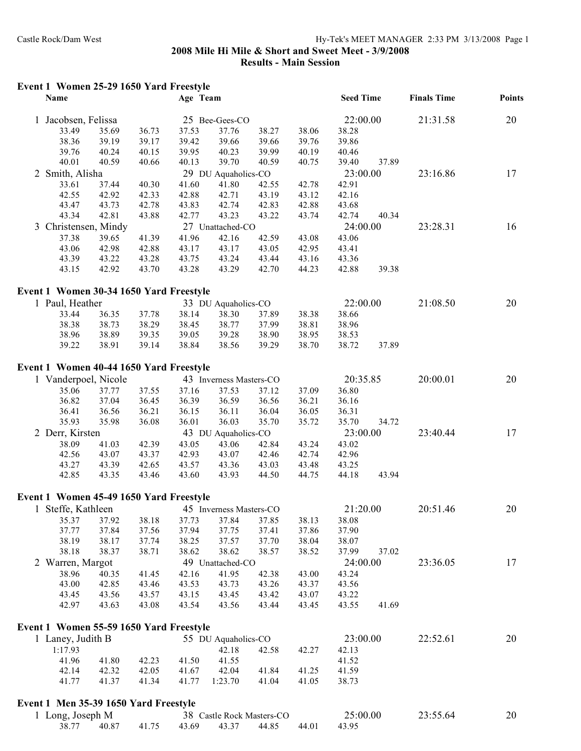# 2008 Mile Hi Mile & Short and Sweet Meet - 3/9/2008

## Results - Main Session

### Event 1 Women 25-29 1650 Yard Freestyle

| Name | Age | Team | Seed Time | Finals Time | Points |
|---|---|---|---|---|---|
| 1 Jacobsen, Felissa | 25 | Bee-Gees-CO | 22:00.00 | 21:31.58 | 20 |

| | | | | | | | | |
|---|---|---|---|---|---|---|---|---|
| 33.49 | 35.69 | 36.73 | 37.53 | 37.76 | 38.27 | 38.06 | 38.28 | |
| 38.36 | 39.19 | 39.17 | 39.42 | 39.66 | 39.66 | 39.76 | 39.86 | |
| 39.76 | 40.24 | 40.15 | 39.95 | 40.23 | 39.99 | 40.19 | 40.46 | |
| 40.01 | 40.59 | 40.66 | 40.13 | 39.70 | 40.59 | 40.75 | 39.40 | 37.89 |

| Name | Age | Team | Seed Time | Finals Time | Points |
|---|---|---|---|---|---|
| 2 Smith, Alisha | 29 | DU Aquaholics-CO | 23:00.00 | 23:16.86 | 17 |

| | | | | | | | | |
|---|---|---|---|---|---|---|---|---|
| 33.61 | 37.44 | 40.30 | 41.60 | 41.80 | 42.55 | 42.78 | 42.91 | |
| 42.55 | 42.92 | 42.33 | 42.88 | 42.71 | 43.19 | 43.12 | 42.16 | |
| 43.47 | 43.73 | 42.78 | 43.83 | 42.74 | 42.83 | 42.88 | 43.68 | |
| 43.34 | 42.81 | 43.88 | 42.77 | 43.23 | 43.22 | 43.74 | 42.74 | 40.34 |

| Name | Age | Team | Seed Time | Finals Time | Points |
|---|---|---|---|---|---|
| 3 Christensen, Mindy | 27 | Unattached-CO | 24:00.00 | 23:28.31 | 16 |

| | | | | | | | | |
|---|---|---|---|---|---|---|---|---|
| 37.38 | 39.65 | 41.39 | 41.96 | 42.16 | 42.59 | 43.08 | 43.06 | |
| 43.06 | 42.98 | 42.88 | 43.17 | 43.17 | 43.05 | 42.95 | 43.41 | |
| 43.39 | 43.22 | 43.28 | 43.75 | 43.24 | 43.44 | 43.16 | 43.36 | |
| 43.15 | 42.92 | 43.70 | 43.28 | 43.29 | 42.70 | 44.23 | 42.88 | 39.38 |

### Event 1 Women 30-34 1650 Yard Freestyle

| Name | Age | Team | Seed Time | Finals Time | Points |
|---|---|---|---|---|---|
| 1 Paul, Heather | 33 | DU Aquaholics-CO | 22:00.00 | 21:08.50 | 20 |

| | | | | | | | | |
|---|---|---|---|---|---|---|---|---|
| 33.44 | 36.35 | 37.78 | 38.14 | 38.30 | 37.89 | 38.38 | 38.66 | |
| 38.38 | 38.73 | 38.29 | 38.45 | 38.77 | 37.99 | 38.81 | 38.96 | |
| 38.96 | 38.89 | 39.35 | 39.05 | 39.28 | 38.90 | 38.95 | 38.53 | |
| 39.22 | 38.91 | 39.14 | 38.84 | 38.56 | 39.29 | 38.70 | 38.72 | 37.89 |

### Event 1 Women 40-44 1650 Yard Freestyle

| Name | Age | Team | Seed Time | Finals Time | Points |
|---|---|---|---|---|---|
| 1 Vanderpoel, Nicole | 43 | Inverness Masters-CO | 20:35.85 | 20:00.01 | 20 |

| | | | | | | | | |
|---|---|---|---|---|---|---|---|---|
| 35.06 | 37.77 | 37.55 | 37.16 | 37.53 | 37.12 | 37.09 | 36.80 | |
| 36.82 | 37.04 | 36.45 | 36.39 | 36.59 | 36.56 | 36.21 | 36.16 | |
| 36.41 | 36.56 | 36.21 | 36.15 | 36.11 | 36.04 | 36.05 | 36.31 | |
| 35.93 | 35.98 | 36.08 | 36.01 | 36.03 | 35.70 | 35.72 | 35.70 | 34.72 |

| Name | Age | Team | Seed Time | Finals Time | Points |
|---|---|---|---|---|---|
| 2 Derr, Kirsten | 43 | DU Aquaholics-CO | 23:00.00 | 23:40.44 | 17 |

| | | | | | | | | |
|---|---|---|---|---|---|---|---|---|
| 38.09 | 41.03 | 42.39 | 43.05 | 43.06 | 42.84 | 43.24 | 43.02 | |
| 42.56 | 43.07 | 43.37 | 42.93 | 43.07 | 42.46 | 42.74 | 42.96 | |
| 43.27 | 43.39 | 42.65 | 43.57 | 43.36 | 43.03 | 43.48 | 43.25 | |
| 42.85 | 43.35 | 43.46 | 43.60 | 43.93 | 44.50 | 44.75 | 44.18 | 43.94 |

### Event 1 Women 45-49 1650 Yard Freestyle

| Name | Age | Team | Seed Time | Finals Time | Points |
|---|---|---|---|---|---|
| 1 Steffe, Kathleen | 45 | Inverness Masters-CO | 21:20.00 | 20:51.46 | 20 |

| | | | | | | | | |
|---|---|---|---|---|---|---|---|---|
| 35.37 | 37.92 | 38.18 | 37.73 | 37.84 | 37.85 | 38.13 | 38.08 | |
| 37.77 | 37.84 | 37.56 | 37.94 | 37.75 | 37.41 | 37.86 | 37.90 | |
| 38.19 | 38.17 | 37.74 | 38.25 | 37.57 | 37.70 | 38.04 | 38.07 | |
| 38.18 | 38.37 | 38.71 | 38.62 | 38.62 | 38.57 | 38.52 | 37.99 | 37.02 |

| Name | Age | Team | Seed Time | Finals Time | Points |
|---|---|---|---|---|---|
| 2 Warren, Margot | 49 | Unattached-CO | 24:00.00 | 23:36.05 | 17 |

| | | | | | | | | |
|---|---|---|---|---|---|---|---|---|
| 38.96 | 40.35 | 41.45 | 42.16 | 41.95 | 42.38 | 43.00 | 43.24 | |
| 43.00 | 42.85 | 43.46 | 43.53 | 43.73 | 43.26 | 43.37 | 43.56 | |
| 43.45 | 43.56 | 43.57 | 43.15 | 43.45 | 43.42 | 43.07 | 43.22 | |
| 42.97 | 43.63 | 43.08 | 43.54 | 43.56 | 43.44 | 43.45 | 43.55 | 41.69 |

### Event 1 Women 55-59 1650 Yard Freestyle

| Name | Age | Team | Seed Time | Finals Time | Points |
|---|---|---|---|---|---|
| 1 Laney, Judith B | 55 | DU Aquaholics-CO | 23:00.00 | 22:52.61 | 20 |

| | | | | | | | |
|---|---|---|---|---|---|---|---|
| 1:17.93 | | | | 42.18 | 42.58 | 42.27 | 42.13 |
| 41.96 | 41.80 | 42.23 | 41.50 | 41.55 | | | 41.52 |
| 42.14 | 42.32 | 42.05 | 41.67 | 42.04 | 41.84 | 41.25 | 41.59 |
| 41.77 | 41.37 | 41.34 | 41.77 | 1:23.70 | 41.04 | 41.05 | 38.73 |

### Event 1 Men 35-39 1650 Yard Freestyle

| Name | Age | Team | Seed Time | Finals Time | Points |
|---|---|---|---|---|---|
| 1 Long, Joseph M | 38 | Castle Rock Masters-CO | 25:00.00 | 23:55.64 | 20 |

| | | | | | | | |
|---|---|---|---|---|---|---|---|
| 38.77 | 40.87 | 41.75 | 43.69 | 43.37 | 44.85 | 44.01 | 43.95 |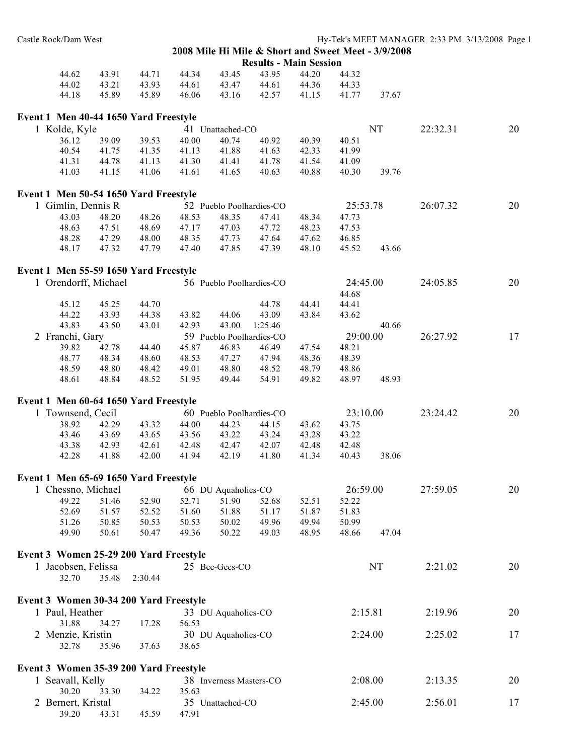**2008 Mile Hi Mile & Short and Sweet Meet - 3/9/2008**

**Results - Main Session**

```
      44.62     43.91     44.71     44.34     43.45     43.95     44.20     44.32
      44.02     43.21     43.93     44.61     43.47     44.61     44.36     44.33
      44.18     45.89     45.89     46.06     43.16     42.57     41.15     41.77     37.67
```

### Event 1 Men 40-44 1650 Yard Freestyle

```
  1 Kolde, Kyle                  41 Unattached-CO                       NT      22:32.31     20
      36.12     39.09     39.53     40.00     40.74     40.92     40.39     40.51
      40.54     41.75     41.35     41.13     41.88     41.63     42.33     41.99
      41.31     44.78     41.13     41.30     41.41     41.78     41.54     41.09
      41.03     41.15     41.06     41.61     41.65     40.63     40.88     40.30     39.76
```

### Event 1 Men 50-54 1650 Yard Freestyle

```
  1 Gimlin, Dennis R             52 Pueblo Poolhardies-CO         25:53.78      26:07.32     20
      43.03     48.20     48.26     48.53     48.35     47.41     48.34     47.73
      48.63     47.51     48.69     47.17     47.03     47.72     48.23     47.53
      48.28     47.29     48.00     48.35     47.73     47.64     47.62     46.85
      48.17     47.32     47.79     47.40     47.85     47.39     48.10     45.52     43.66
```

### Event 1 Men 55-59 1650 Yard Freestyle

```
  1 Orendorff, Michael           56 Pueblo Poolhardies-CO         24:45.00      24:05.85     20
                                                                   44.68
      45.12     45.25     44.70                         44.78     44.41     44.41
      44.22     43.93     44.38     43.82     44.06     43.09     43.84     43.62
      43.83     43.50     43.01     42.93     43.00   1:25.46                        40.66
  2 Franchi, Gary                59 Pueblo Poolhardies-CO         29:00.00      26:27.92     17
      39.82     42.78     44.40     45.87     46.83     46.49     47.54     48.21
      48.77     48.34     48.60     48.53     47.27     47.94     48.36     48.39
      48.59     48.80     48.42     49.01     48.80     48.52     48.79     48.86
      48.61     48.84     48.52     51.95     49.44     54.91     49.82     48.97     48.93
```

### Event 1 Men 60-64 1650 Yard Freestyle

```
  1 Townsend, Cecil              60 Pueblo Poolhardies-CO         23:10.00      23:24.42     20
      38.92     42.29     43.32     44.00     44.23     44.15     43.62     43.75
      43.46     43.69     43.65     43.56     43.22     43.24     43.28     43.22
      43.38     42.93     42.61     42.48     42.47     42.07     42.48     42.48
      42.28     41.88     42.00     41.94     42.19     41.80     41.34     40.43     38.06
```

### Event 1 Men 65-69 1650 Yard Freestyle

```
  1 Chessno, Michael             66 DU Aquaholics-CO              26:59.00      27:59.05     20
      49.22     51.46     52.90     52.71     51.90     52.68     52.51     52.22
      52.69     51.57     52.52     51.60     51.88     51.17     51.87     51.83
      51.26     50.85     50.53     50.53     50.02     49.96     49.94     50.99
      49.90     50.61     50.47     49.36     50.22     49.03     48.95     48.66     47.04
```

### Event 3 Women 25-29 200 Yard Freestyle

```
  1 Jacobsen, Felissa            25 Bee-Gees-CO                         NT       2:21.02     20
      32.70     35.48   2:30.44
```

### Event 3 Women 30-34 200 Yard Freestyle

```
  1 Paul, Heather                33 DU Aquaholics-CO               2:15.81       2:19.96     20
      31.88     34.27     17.28     56.53
  2 Menzie, Kristin              30 DU Aquaholics-CO               2:24.00       2:25.02     17
      32.78     35.96     37.63     38.65
```

### Event 3 Women 35-39 200 Yard Freestyle

```
  1 Seavall, Kelly               38 Inverness Masters-CO           2:08.00       2:13.35     20
      30.20     33.30     34.22     35.63
  2 Bernert, Kristal             35 Unattached-CO                  2:45.00       2:56.01     17
      39.20     43.31     45.59     47.91
```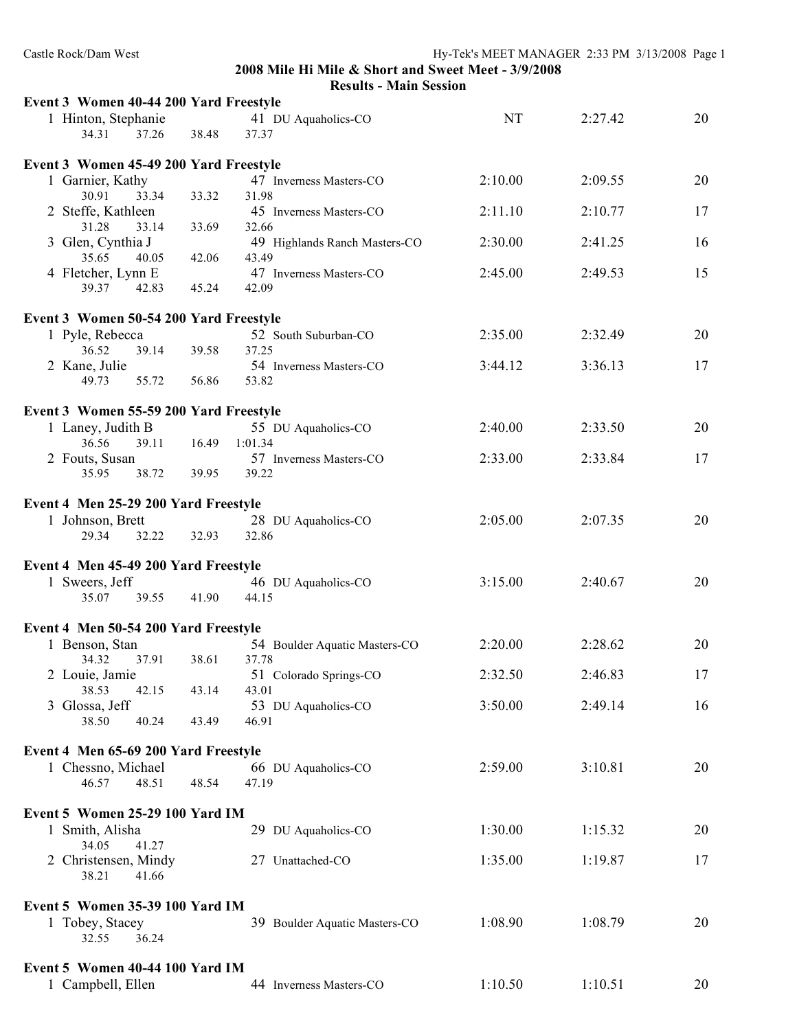## 2008 Mile Hi Mile & Short and Sweet Meet - 3/9/2008
### Results - Main Session

**Event 3 Women 40-44 200 Yard Freestyle**

| | | | | | |
|---|---|---|---|---|---|
| 1 | Hinton, Stephanie | 41 DU Aquaholics-CO | NT | 2:27.42 | 20 |
| | 34.31 37.26 38.48 37.37 | | | | |

**Event 3 Women 45-49 200 Yard Freestyle**

| | | | | | |
|---|---|---|---|---|---|
| 1 | Garnier, Kathy | 47 Inverness Masters-CO | 2:10.00 | 2:09.55 | 20 |
| | 30.91 33.34 33.32 31.98 | | | | |
| 2 | Steffe, Kathleen | 45 Inverness Masters-CO | 2:11.10 | 2:10.77 | 17 |
| | 31.28 33.14 33.69 32.66 | | | | |
| 3 | Glen, Cynthia J | 49 Highlands Ranch Masters-CO | 2:30.00 | 2:41.25 | 16 |
| | 35.65 40.05 42.06 43.49 | | | | |
| 4 | Fletcher, Lynn E | 47 Inverness Masters-CO | 2:45.00 | 2:49.53 | 15 |
| | 39.37 42.83 45.24 42.09 | | | | |

**Event 3 Women 50-54 200 Yard Freestyle**

| | | | | | |
|---|---|---|---|---|---|
| 1 | Pyle, Rebecca | 52 South Suburban-CO | 2:35.00 | 2:32.49 | 20 |
| | 36.52 39.14 39.58 37.25 | | | | |
| 2 | Kane, Julie | 54 Inverness Masters-CO | 3:44.12 | 3:36.13 | 17 |
| | 49.73 55.72 56.86 53.82 | | | | |

**Event 3 Women 55-59 200 Yard Freestyle**

| | | | | | |
|---|---|---|---|---|---|
| 1 | Laney, Judith B | 55 DU Aquaholics-CO | 2:40.00 | 2:33.50 | 20 |
| | 36.56 39.11 16.49 1:01.34 | | | | |
| 2 | Fouts, Susan | 57 Inverness Masters-CO | 2:33.00 | 2:33.84 | 17 |
| | 35.95 38.72 39.95 39.22 | | | | |

**Event 4 Men 25-29 200 Yard Freestyle**

| | | | | | |
|---|---|---|---|---|---|
| 1 | Johnson, Brett | 28 DU Aquaholics-CO | 2:05.00 | 2:07.35 | 20 |
| | 29.34 32.22 32.93 32.86 | | | | |

**Event 4 Men 45-49 200 Yard Freestyle**

| | | | | | |
|---|---|---|---|---|---|
| 1 | Sweers, Jeff | 46 DU Aquaholics-CO | 3:15.00 | 2:40.67 | 20 |
| | 35.07 39.55 41.90 44.15 | | | | |

**Event 4 Men 50-54 200 Yard Freestyle**

| | | | | | |
|---|---|---|---|---|---|
| 1 | Benson, Stan | 54 Boulder Aquatic Masters-CO | 2:20.00 | 2:28.62 | 20 |
| | 34.32 37.91 38.61 37.78 | | | | |
| 2 | Louie, Jamie | 51 Colorado Springs-CO | 2:32.50 | 2:46.83 | 17 |
| | 38.53 42.15 43.14 43.01 | | | | |
| 3 | Glossa, Jeff | 53 DU Aquaholics-CO | 3:50.00 | 2:49.14 | 16 |
| | 38.50 40.24 43.49 46.91 | | | | |

**Event 4 Men 65-69 200 Yard Freestyle**

| | | | | | |
|---|---|---|---|---|---|
| 1 | Chessno, Michael | 66 DU Aquaholics-CO | 2:59.00 | 3:10.81 | 20 |
| | 46.57 48.51 48.54 47.19 | | | | |

**Event 5 Women 25-29 100 Yard IM**

| | | | | | |
|---|---|---|---|---|---|
| 1 | Smith, Alisha | 29 DU Aquaholics-CO | 1:30.00 | 1:15.32 | 20 |
| | 34.05 41.27 | | | | |
| 2 | Christensen, Mindy | 27 Unattached-CO | 1:35.00 | 1:19.87 | 17 |
| | 38.21 41.66 | | | | |

**Event 5 Women 35-39 100 Yard IM**

| | | | | | |
|---|---|---|---|---|---|
| 1 | Tobey, Stacey | 39 Boulder Aquatic Masters-CO | 1:08.90 | 1:08.79 | 20 |
| | 32.55 36.24 | | | | |

**Event 5 Women 40-44 100 Yard IM**

| | | | | | |
|---|---|---|---|---|---|
| 1 | Campbell, Ellen | 44 Inverness Masters-CO | 1:10.50 | 1:10.51 | 20 |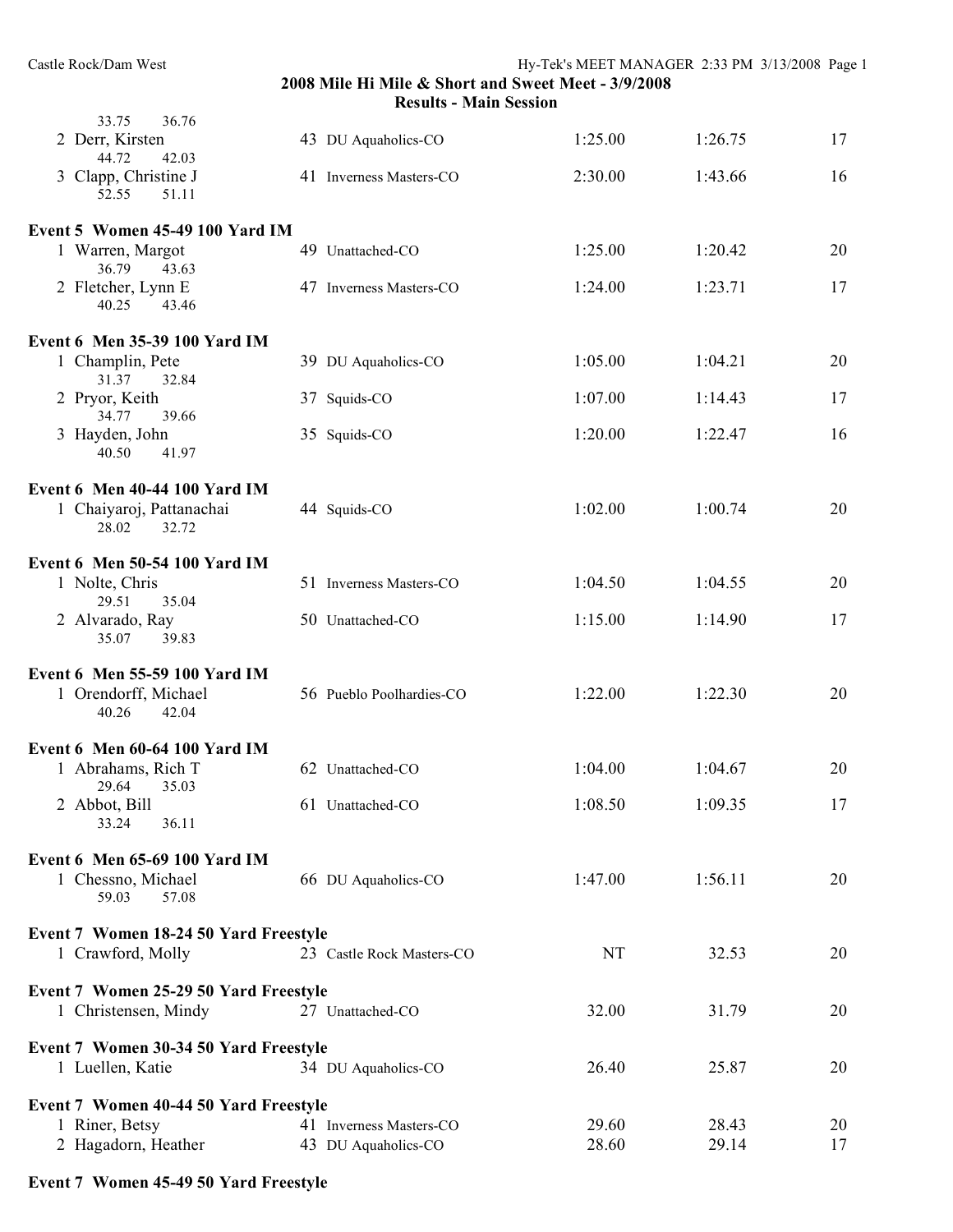## 2008 Mile Hi Mile & Short and Sweet Meet - 3/9/2008

### Results - Main Session

| | | | | | |
|---|---|---|---|---|---|
| 33.75 36.76 | | | | | |
| 2 Derr, Kirsten | 43 DU Aquaholics-CO | 1:25.00 | 1:26.75 | 17 |
| 44.72 42.03 | | | | | |
| 3 Clapp, Christine J | 41 Inverness Masters-CO | 2:30.00 | 1:43.66 | 16 |
| 52.55 51.11 | | | | | |

**Event 5 Women 45-49 100 Yard IM**

| | | | | |
|---|---|---|---|---|
| 1 Warren, Margot | 49 Unattached-CO | 1:25.00 | 1:20.42 | 20 |
| 36.79 43.63 | | | | |
| 2 Fletcher, Lynn E | 47 Inverness Masters-CO | 1:24.00 | 1:23.71 | 17 |
| 40.25 43.46 | | | | |

**Event 6 Men 35-39 100 Yard IM**

| | | | | |
|---|---|---|---|---|
| 1 Champlin, Pete | 39 DU Aquaholics-CO | 1:05.00 | 1:04.21 | 20 |
| 31.37 32.84 | | | | |
| 2 Pryor, Keith | 37 Squids-CO | 1:07.00 | 1:14.43 | 17 |
| 34.77 39.66 | | | | |
| 3 Hayden, John | 35 Squids-CO | 1:20.00 | 1:22.47 | 16 |
| 40.50 41.97 | | | | |

**Event 6 Men 40-44 100 Yard IM**

| | | | | |
|---|---|---|---|---|
| 1 Chaiyaroj, Pattanachai | 44 Squids-CO | 1:02.00 | 1:00.74 | 20 |
| 28.02 32.72 | | | | |

**Event 6 Men 50-54 100 Yard IM**

| | | | | |
|---|---|---|---|---|
| 1 Nolte, Chris | 51 Inverness Masters-CO | 1:04.50 | 1:04.55 | 20 |
| 29.51 35.04 | | | | |
| 2 Alvarado, Ray | 50 Unattached-CO | 1:15.00 | 1:14.90 | 17 |
| 35.07 39.83 | | | | |

**Event 6 Men 55-59 100 Yard IM**

| | | | | |
|---|---|---|---|---|
| 1 Orendorff, Michael | 56 Pueblo Poolhardies-CO | 1:22.00 | 1:22.30 | 20 |
| 40.26 42.04 | | | | |

**Event 6 Men 60-64 100 Yard IM**

| | | | | |
|---|---|---|---|---|
| 1 Abrahams, Rich T | 62 Unattached-CO | 1:04.00 | 1:04.67 | 20 |
| 29.64 35.03 | | | | |
| 2 Abbot, Bill | 61 Unattached-CO | 1:08.50 | 1:09.35 | 17 |
| 33.24 36.11 | | | | |

**Event 6 Men 65-69 100 Yard IM**

| | | | | |
|---|---|---|---|---|
| 1 Chessno, Michael | 66 DU Aquaholics-CO | 1:47.00 | 1:56.11 | 20 |
| 59.03 57.08 | | | | |

**Event 7 Women 18-24 50 Yard Freestyle**

| | | | | |
|---|---|---|---|---|
| 1 Crawford, Molly | 23 Castle Rock Masters-CO | NT | 32.53 | 20 |

**Event 7 Women 25-29 50 Yard Freestyle**

| | | | | |
|---|---|---|---|---|
| 1 Christensen, Mindy | 27 Unattached-CO | 32.00 | 31.79 | 20 |

**Event 7 Women 30-34 50 Yard Freestyle**

| | | | | |
|---|---|---|---|---|
| 1 Luellen, Katie | 34 DU Aquaholics-CO | 26.40 | 25.87 | 20 |

**Event 7 Women 40-44 50 Yard Freestyle**

| | | | | |
|---|---|---|---|---|
| 1 Riner, Betsy | 41 Inverness Masters-CO | 29.60 | 28.43 | 20 |
| 2 Hagadorn, Heather | 43 DU Aquaholics-CO | 28.60 | 29.14 | 17 |

**Event 7 Women 45-49 50 Yard Freestyle**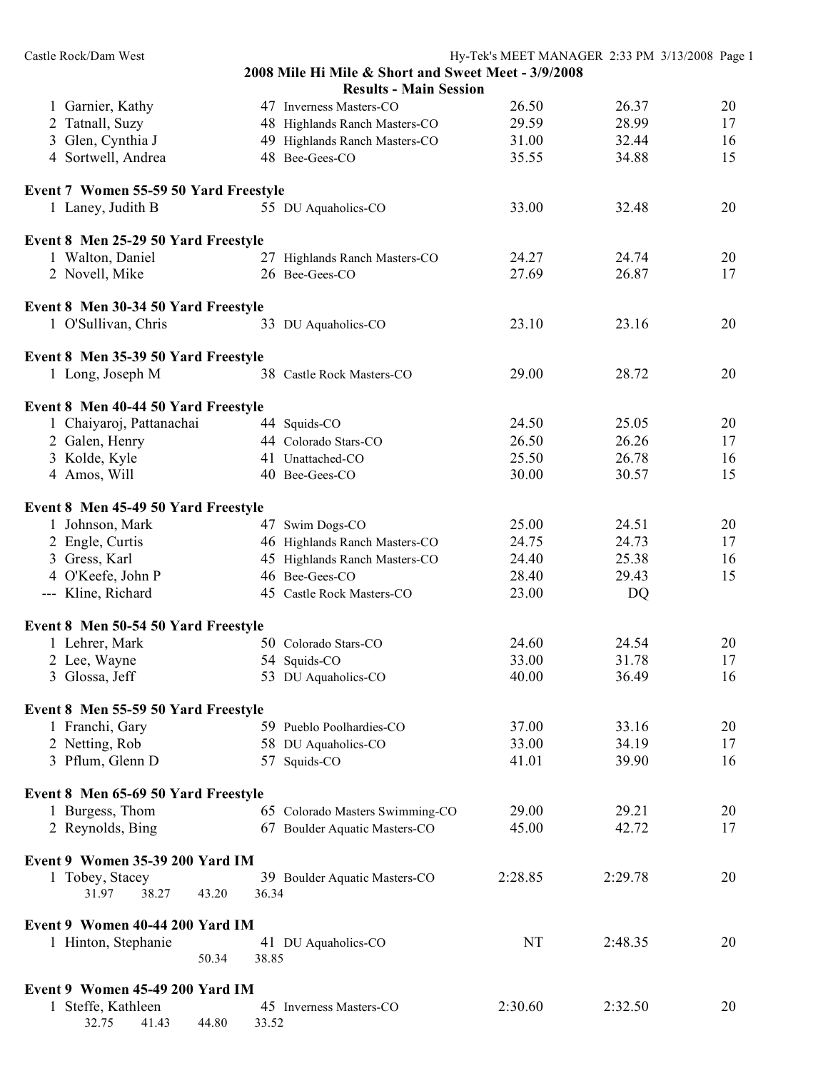## 2008 Mile Hi Mile & Short and Sweet Meet - 3/9/2008

### Results - Main Session

| | | | | | | |
|---|---|---|---|---|---|---|
| 1 | Garnier, Kathy | 47 | Inverness Masters-CO | 26.50 | 26.37 | 20 |
| 2 | Tatnall, Suzy | 48 | Highlands Ranch Masters-CO | 29.59 | 28.99 | 17 |
| 3 | Glen, Cynthia J | 49 | Highlands Ranch Masters-CO | 31.00 | 32.44 | 16 |
| 4 | Sortwell, Andrea | 48 | Bee-Gees-CO | 35.55 | 34.88 | 15 |

**Event 7 Women 55-59 50 Yard Freestyle**

| | | | | | | |
|---|---|---|---|---|---|---|
| 1 | Laney, Judith B | 55 | DU Aquaholics-CO | 33.00 | 32.48 | 20 |

**Event 8 Men 25-29 50 Yard Freestyle**

| | | | | | | |
|---|---|---|---|---|---|---|
| 1 | Walton, Daniel | 27 | Highlands Ranch Masters-CO | 24.27 | 24.74 | 20 |
| 2 | Novell, Mike | 26 | Bee-Gees-CO | 27.69 | 26.87 | 17 |

**Event 8 Men 30-34 50 Yard Freestyle**

| | | | | | | |
|---|---|---|---|---|---|---|
| 1 | O'Sullivan, Chris | 33 | DU Aquaholics-CO | 23.10 | 23.16 | 20 |

**Event 8 Men 35-39 50 Yard Freestyle**

| | | | | | | |
|---|---|---|---|---|---|---|
| 1 | Long, Joseph M | 38 | Castle Rock Masters-CO | 29.00 | 28.72 | 20 |

**Event 8 Men 40-44 50 Yard Freestyle**

| | | | | | | |
|---|---|---|---|---|---|---|
| 1 | Chaiyaroj, Pattanachai | 44 | Squids-CO | 24.50 | 25.05 | 20 |
| 2 | Galen, Henry | 44 | Colorado Stars-CO | 26.50 | 26.26 | 17 |
| 3 | Kolde, Kyle | 41 | Unattached-CO | 25.50 | 26.78 | 16 |
| 4 | Amos, Will | 40 | Bee-Gees-CO | 30.00 | 30.57 | 15 |

**Event 8 Men 45-49 50 Yard Freestyle**

| | | | | | | |
|---|---|---|---|---|---|---|
| 1 | Johnson, Mark | 47 | Swim Dogs-CO | 25.00 | 24.51 | 20 |
| 2 | Engle, Curtis | 46 | Highlands Ranch Masters-CO | 24.75 | 24.73 | 17 |
| 3 | Gress, Karl | 45 | Highlands Ranch Masters-CO | 24.40 | 25.38 | 16 |
| 4 | O'Keefe, John P | 46 | Bee-Gees-CO | 28.40 | 29.43 | 15 |
| --- | Kline, Richard | 45 | Castle Rock Masters-CO | 23.00 | DQ | |

**Event 8 Men 50-54 50 Yard Freestyle**

| | | | | | | |
|---|---|---|---|---|---|---|
| 1 | Lehrer, Mark | 50 | Colorado Stars-CO | 24.60 | 24.54 | 20 |
| 2 | Lee, Wayne | 54 | Squids-CO | 33.00 | 31.78 | 17 |
| 3 | Glossa, Jeff | 53 | DU Aquaholics-CO | 40.00 | 36.49 | 16 |

**Event 8 Men 55-59 50 Yard Freestyle**

| | | | | | | |
|---|---|---|---|---|---|---|
| 1 | Franchi, Gary | 59 | Pueblo Poolhardies-CO | 37.00 | 33.16 | 20 |
| 2 | Netting, Rob | 58 | DU Aquaholics-CO | 33.00 | 34.19 | 17 |
| 3 | Pflum, Glenn D | 57 | Squids-CO | 41.01 | 39.90 | 16 |

**Event 8 Men 65-69 50 Yard Freestyle**

| | | | | | | |
|---|---|---|---|---|---|---|
| 1 | Burgess, Thom | 65 | Colorado Masters Swimming-CO | 29.00 | 29.21 | 20 |
| 2 | Reynolds, Bing | 67 | Boulder Aquatic Masters-CO | 45.00 | 42.72 | 17 |

**Event 9 Women 35-39 200 Yard IM**

| | | | | | | |
|---|---|---|---|---|---|---|
| 1 | Tobey, Stacey | 39 | Boulder Aquatic Masters-CO | 2:28.85 | 2:29.78 | 20 |

31.97 38.27 43.20 36.34

**Event 9 Women 40-44 200 Yard IM**

| | | | | | | |
|---|---|---|---|---|---|---|
| 1 | Hinton, Stephanie | 41 | DU Aquaholics-CO | NT | 2:48.35 | 20 |

50.34 38.85

**Event 9 Women 45-49 200 Yard IM**

| | | | | | | |
|---|---|---|---|---|---|---|
| 1 | Steffe, Kathleen | 45 | Inverness Masters-CO | 2:30.60 | 2:32.50 | 20 |

32.75 41.43 44.80 33.52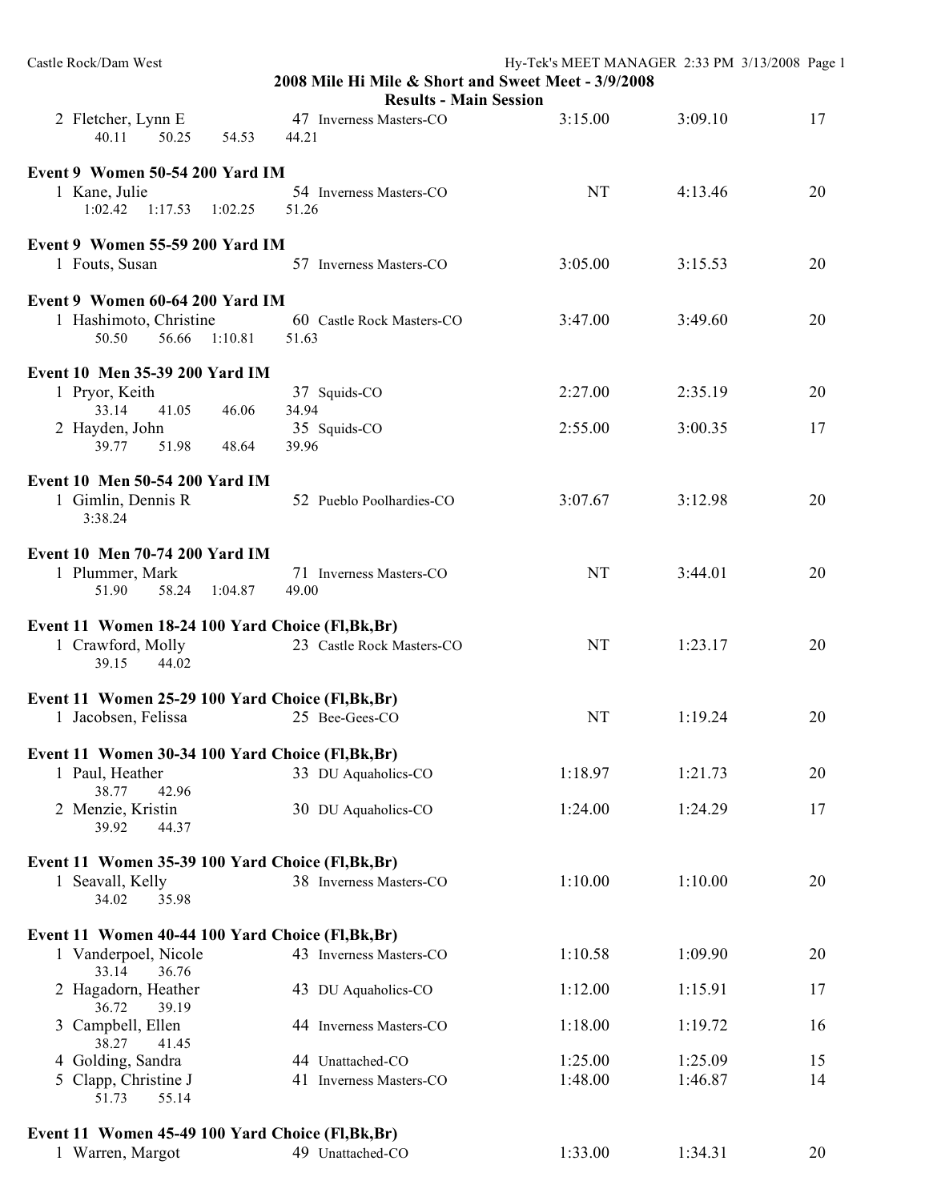## 2008 Mile Hi Mile & Short and Sweet Meet - 3/9/2008

### Results - Main Session

| | | | | |
|---|---|---|---|---|
| 2 Fletcher, Lynn E | 47 Inverness Masters-CO | 3:15.00 | 3:09.10 | 17 |
| 40.11 50.25 54.53 44.21 | | | | |

**Event 9 Women 50-54 200 Yard IM**

| | | | | |
|---|---|---|---|---|
| 1 Kane, Julie | 54 Inverness Masters-CO | NT | 4:13.46 | 20 |
| 1:02.42 1:17.53 1:02.25 51.26 | | | | |

**Event 9 Women 55-59 200 Yard IM**

| | | | | |
|---|---|---|---|---|
| 1 Fouts, Susan | 57 Inverness Masters-CO | 3:05.00 | 3:15.53 | 20 |

**Event 9 Women 60-64 200 Yard IM**

| | | | | |
|---|---|---|---|---|
| 1 Hashimoto, Christine | 60 Castle Rock Masters-CO | 3:47.00 | 3:49.60 | 20 |
| 50.50 56.66 1:10.81 51.63 | | | | |

**Event 10 Men 35-39 200 Yard IM**

| | | | | |
|---|---|---|---|---|
| 1 Pryor, Keith | 37 Squids-CO | 2:27.00 | 2:35.19 | 20 |
| 33.14 41.05 46.06 34.94 | | | | |
| 2 Hayden, John | 35 Squids-CO | 2:55.00 | 3:00.35 | 17 |
| 39.77 51.98 48.64 39.96 | | | | |

**Event 10 Men 50-54 200 Yard IM**

| | | | | |
|---|---|---|---|---|
| 1 Gimlin, Dennis R | 52 Pueblo Poolhardies-CO | 3:07.67 | 3:12.98 | 20 |
| 3:38.24 | | | | |

**Event 10 Men 70-74 200 Yard IM**

| | | | | |
|---|---|---|---|---|
| 1 Plummer, Mark | 71 Inverness Masters-CO | NT | 3:44.01 | 20 |
| 51.90 58.24 1:04.87 49.00 | | | | |

**Event 11 Women 18-24 100 Yard Choice (Fl,Bk,Br)**

| | | | | |
|---|---|---|---|---|
| 1 Crawford, Molly | 23 Castle Rock Masters-CO | NT | 1:23.17 | 20 |
| 39.15 44.02 | | | | |

**Event 11 Women 25-29 100 Yard Choice (Fl,Bk,Br)**

| | | | | |
|---|---|---|---|---|
| 1 Jacobsen, Felissa | 25 Bee-Gees-CO | NT | 1:19.24 | 20 |

**Event 11 Women 30-34 100 Yard Choice (Fl,Bk,Br)**

| | | | | |
|---|---|---|---|---|
| 1 Paul, Heather | 33 DU Aquaholics-CO | 1:18.97 | 1:21.73 | 20 |
| 38.77 42.96 | | | | |
| 2 Menzie, Kristin | 30 DU Aquaholics-CO | 1:24.00 | 1:24.29 | 17 |
| 39.92 44.37 | | | | |

**Event 11 Women 35-39 100 Yard Choice (Fl,Bk,Br)**

| | | | | |
|---|---|---|---|---|
| 1 Seavall, Kelly | 38 Inverness Masters-CO | 1:10.00 | 1:10.00 | 20 |
| 34.02 35.98 | | | | |

**Event 11 Women 40-44 100 Yard Choice (Fl,Bk,Br)**

| | | | | |
|---|---|---|---|---|
| 1 Vanderpoel, Nicole | 43 Inverness Masters-CO | 1:10.58 | 1:09.90 | 20 |
| 33.14 36.76 | | | | |
| 2 Hagadorn, Heather | 43 DU Aquaholics-CO | 1:12.00 | 1:15.91 | 17 |
| 36.72 39.19 | | | | |
| 3 Campbell, Ellen | 44 Inverness Masters-CO | 1:18.00 | 1:19.72 | 16 |
| 38.27 41.45 | | | | |
| 4 Golding, Sandra | 44 Unattached-CO | 1:25.00 | 1:25.09 | 15 |
| 5 Clapp, Christine J | 41 Inverness Masters-CO | 1:48.00 | 1:46.87 | 14 |
| 51.73 55.14 | | | | |

**Event 11 Women 45-49 100 Yard Choice (Fl,Bk,Br)**

| | | | | |
|---|---|---|---|---|
| 1 Warren, Margot | 49 Unattached-CO | 1:33.00 | 1:34.31 | 20 |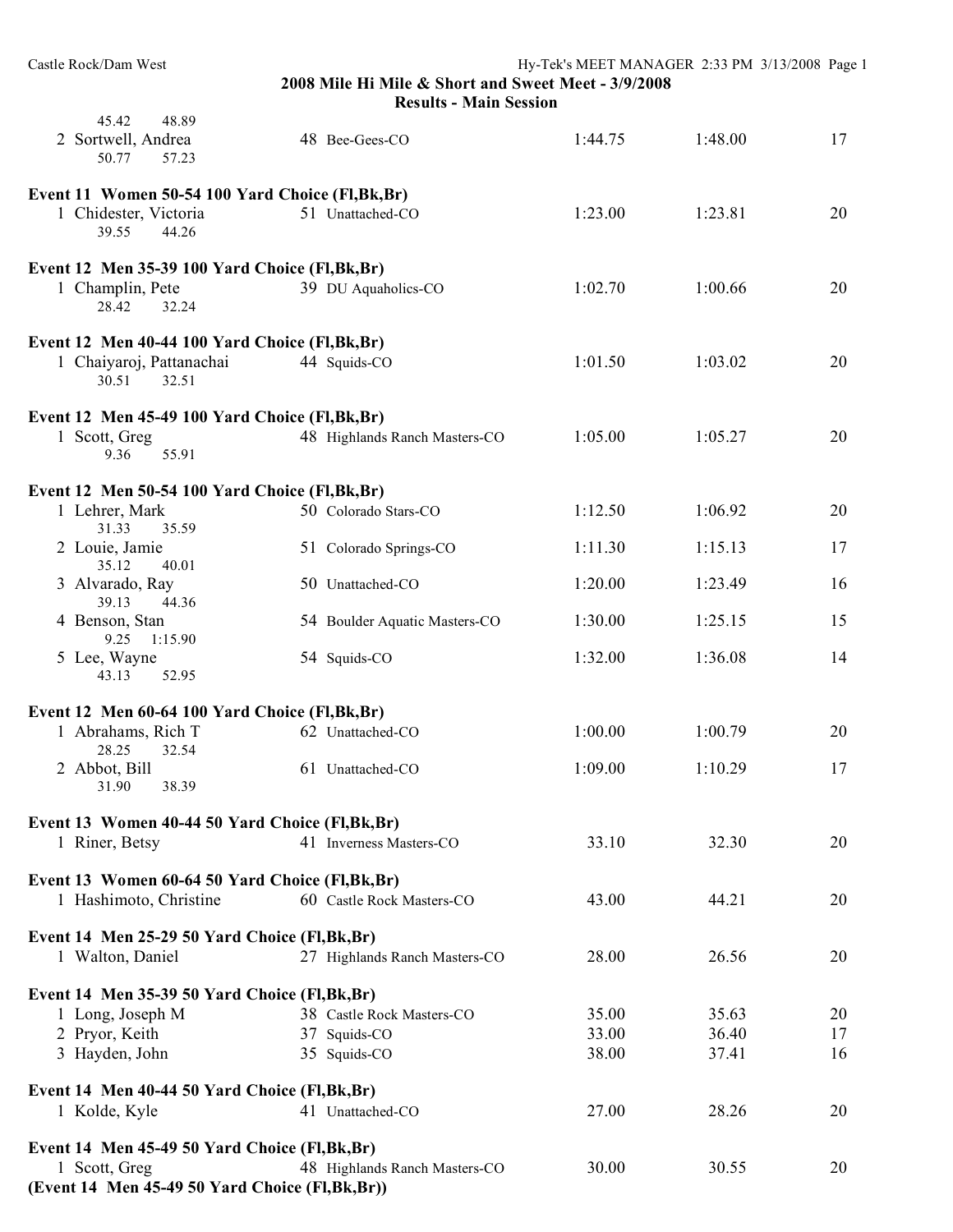## 2008 Mile Hi Mile & Short and Sweet Meet - 3/9/2008

### Results - Main Session

45.42 48.89

| | | | | |
|---|---|---|---|---|
| 2 Sortwell, Andrea | 48 Bee-Gees-CO | 1:44.75 | 1:48.00 | 17 |

50.77 57.23

**Event 11 Women 50-54 100 Yard Choice (Fl,Bk,Br)**

| | | | | |
|---|---|---|---|---|
| 1 Chidester, Victoria | 51 Unattached-CO | 1:23.00 | 1:23.81 | 20 |

39.55 44.26

**Event 12 Men 35-39 100 Yard Choice (Fl,Bk,Br)**

| | | | | |
|---|---|---|---|---|
| 1 Champlin, Pete | 39 DU Aquaholics-CO | 1:02.70 | 1:00.66 | 20 |

28.42 32.24

**Event 12 Men 40-44 100 Yard Choice (Fl,Bk,Br)**

| | | | | |
|---|---|---|---|---|
| 1 Chaiyaroj, Pattanachai | 44 Squids-CO | 1:01.50 | 1:03.02 | 20 |

30.51 32.51

**Event 12 Men 45-49 100 Yard Choice (Fl,Bk,Br)**

| | | | | |
|---|---|---|---|---|
| 1 Scott, Greg | 48 Highlands Ranch Masters-CO | 1:05.00 | 1:05.27 | 20 |

9.36 55.91

**Event 12 Men 50-54 100 Yard Choice (Fl,Bk,Br)**

| | | | | |
|---|---|---|---|---|
| 1 Lehrer, Mark<br>31.33 35.59 | 50 Colorado Stars-CO | 1:12.50 | 1:06.92 | 20 |
| 2 Louie, Jamie<br>35.12 40.01 | 51 Colorado Springs-CO | 1:11.30 | 1:15.13 | 17 |
| 3 Alvarado, Ray<br>39.13 44.36 | 50 Unattached-CO | 1:20.00 | 1:23.49 | 16 |
| 4 Benson, Stan<br>9.25 1:15.90 | 54 Boulder Aquatic Masters-CO | 1:30.00 | 1:25.15 | 15 |
| 5 Lee, Wayne<br>43.13 52.95 | 54 Squids-CO | 1:32.00 | 1:36.08 | 14 |

**Event 12 Men 60-64 100 Yard Choice (Fl,Bk,Br)**

| | | | | |
|---|---|---|---|---|
| 1 Abrahams, Rich T<br>28.25 32.54 | 62 Unattached-CO | 1:00.00 | 1:00.79 | 20 |
| 2 Abbot, Bill<br>31.90 38.39 | 61 Unattached-CO | 1:09.00 | 1:10.29 | 17 |

**Event 13 Women 40-44 50 Yard Choice (Fl,Bk,Br)**

| | | | | |
|---|---|---|---|---|
| 1 Riner, Betsy | 41 Inverness Masters-CO | 33.10 | 32.30 | 20 |

**Event 13 Women 60-64 50 Yard Choice (Fl,Bk,Br)**

| | | | | |
|---|---|---|---|---|
| 1 Hashimoto, Christine | 60 Castle Rock Masters-CO | 43.00 | 44.21 | 20 |

**Event 14 Men 25-29 50 Yard Choice (Fl,Bk,Br)**

| | | | | |
|---|---|---|---|---|
| 1 Walton, Daniel | 27 Highlands Ranch Masters-CO | 28.00 | 26.56 | 20 |

**Event 14 Men 35-39 50 Yard Choice (Fl,Bk,Br)**

| | | | | |
|---|---|---|---|---|
| 1 Long, Joseph M | 38 Castle Rock Masters-CO | 35.00 | 35.63 | 20 |
| 2 Pryor, Keith | 37 Squids-CO | 33.00 | 36.40 | 17 |
| 3 Hayden, John | 35 Squids-CO | 38.00 | 37.41 | 16 |

**Event 14 Men 40-44 50 Yard Choice (Fl,Bk,Br)**

| | | | | |
|---|---|---|---|---|
| 1 Kolde, Kyle | 41 Unattached-CO | 27.00 | 28.26 | 20 |

**Event 14 Men 45-49 50 Yard Choice (Fl,Bk,Br)**

| | | | | |
|---|---|---|---|---|
| 1 Scott, Greg | 48 Highlands Ranch Masters-CO | 30.00 | 30.55 | 20 |

**(Event 14 Men 45-49 50 Yard Choice (Fl,Bk,Br))**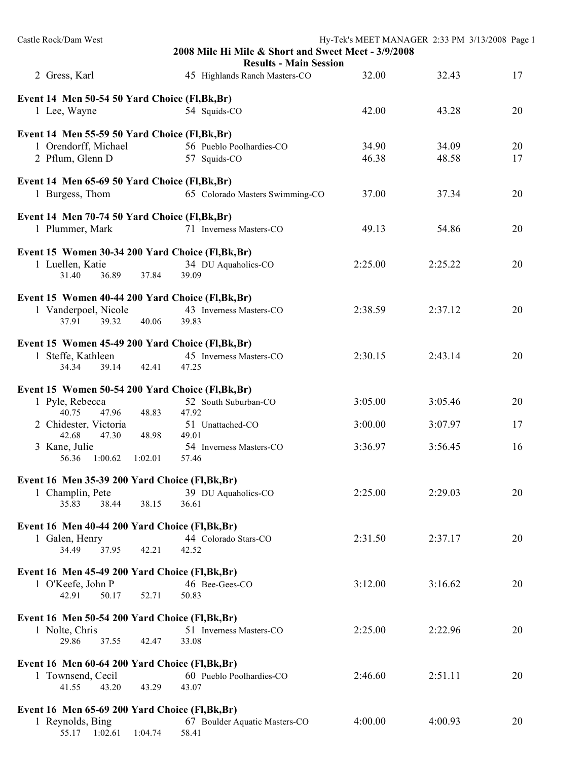## 2008 Mile Hi Mile & Short and Sweet Meet - 3/9/2008

### Results - Main Session

| | | | | |
|---|---|---|---|---|
| 2 Gress, Karl | 45 Highlands Ranch Masters-CO | 32.00 | 32.43 | 17 |

**Event 14 Men 50-54 50 Yard Choice (Fl,Bk,Br)**

| | | | | |
|---|---|---|---|---|
| 1 Lee, Wayne | 54 Squids-CO | 42.00 | 43.28 | 20 |

**Event 14 Men 55-59 50 Yard Choice (Fl,Bk,Br)**

| | | | | |
|---|---|---|---|---|
| 1 Orendorff, Michael | 56 Pueblo Poolhardies-CO | 34.90 | 34.09 | 20 |
| 2 Pflum, Glenn D | 57 Squids-CO | 46.38 | 48.58 | 17 |

**Event 14 Men 65-69 50 Yard Choice (Fl,Bk,Br)**

| | | | | |
|---|---|---|---|---|
| 1 Burgess, Thom | 65 Colorado Masters Swimming-CO | 37.00 | 37.34 | 20 |

**Event 14 Men 70-74 50 Yard Choice (Fl,Bk,Br)**

| | | | | |
|---|---|---|---|---|
| 1 Plummer, Mark | 71 Inverness Masters-CO | 49.13 | 54.86 | 20 |

**Event 15 Women 30-34 200 Yard Choice (Fl,Bk,Br)**

| | | | | |
|---|---|---|---|---|
| 1 Luellen, Katie | 34 DU Aquaholics-CO | 2:25.00 | 2:25.22 | 20 |

31.40 36.89 37.84 39.09

**Event 15 Women 40-44 200 Yard Choice (Fl,Bk,Br)**

| | | | | |
|---|---|---|---|---|
| 1 Vanderpoel, Nicole | 43 Inverness Masters-CO | 2:38.59 | 2:37.12 | 20 |

37.91 39.32 40.06 39.83

**Event 15 Women 45-49 200 Yard Choice (Fl,Bk,Br)**

| | | | | |
|---|---|---|---|---|
| 1 Steffe, Kathleen | 45 Inverness Masters-CO | 2:30.15 | 2:43.14 | 20 |

34.34 39.14 42.41 47.25

**Event 15 Women 50-54 200 Yard Choice (Fl,Bk,Br)**

| | | | | |
|---|---|---|---|---|
| 1 Pyle, Rebecca | 52 South Suburban-CO | 3:05.00 | 3:05.46 | 20 |
| 40.75 47.96 48.83 47.92 | | | | |
| 2 Chidester, Victoria | 51 Unattached-CO | 3:00.00 | 3:07.97 | 17 |
| 42.68 47.30 48.98 49.01 | | | | |
| 3 Kane, Julie | 54 Inverness Masters-CO | 3:36.97 | 3:56.45 | 16 |
| 56.36 1:00.62 1:02.01 57.46 | | | | |

**Event 16 Men 35-39 200 Yard Choice (Fl,Bk,Br)**

| | | | | |
|---|---|---|---|---|
| 1 Champlin, Pete | 39 DU Aquaholics-CO | 2:25.00 | 2:29.03 | 20 |

35.83 38.44 38.15 36.61

**Event 16 Men 40-44 200 Yard Choice (Fl,Bk,Br)**

| | | | | |
|---|---|---|---|---|
| 1 Galen, Henry | 44 Colorado Stars-CO | 2:31.50 | 2:37.17 | 20 |

34.49 37.95 42.21 42.52

**Event 16 Men 45-49 200 Yard Choice (Fl,Bk,Br)**

| | | | | |
|---|---|---|---|---|
| 1 O'Keefe, John P | 46 Bee-Gees-CO | 3:12.00 | 3:16.62 | 20 |

42.91 50.17 52.71 50.83

**Event 16 Men 50-54 200 Yard Choice (Fl,Bk,Br)**

| | | | | |
|---|---|---|---|---|
| 1 Nolte, Chris | 51 Inverness Masters-CO | 2:25.00 | 2:22.96 | 20 |

29.86 37.55 42.47 33.08

**Event 16 Men 60-64 200 Yard Choice (Fl,Bk,Br)**

| | | | | |
|---|---|---|---|---|
| 1 Townsend, Cecil | 60 Pueblo Poolhardies-CO | 2:46.60 | 2:51.11 | 20 |

41.55 43.20 43.29 43.07

**Event 16 Men 65-69 200 Yard Choice (Fl,Bk,Br)**

| | | | | |
|---|---|---|---|---|
| 1 Reynolds, Bing | 67 Boulder Aquatic Masters-CO | 4:00.00 | 4:00.93 | 20 |

55.17 1:02.61 1:04.74 58.41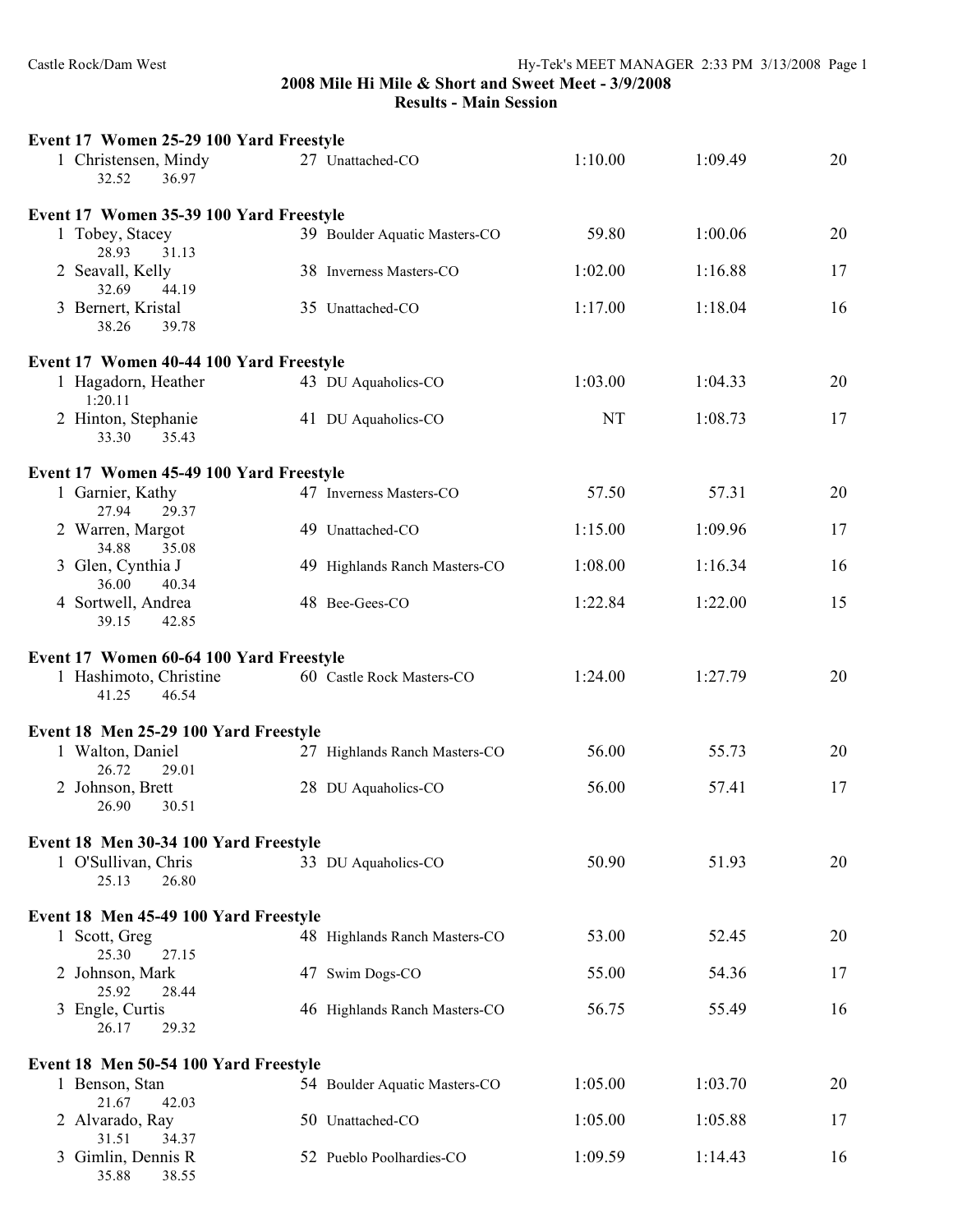## 2008 Mile Hi Mile & Short and Sweet Meet - 3/9/2008

### Results - Main Session

**Event 17 Women 25-29 100 Yard Freestyle**

| | | | | | | |
|---|---|---|---|---|---|---|
| 1 | Christensen, Mindy | 27 | Unattached-CO | 1:10.00 | 1:09.49 | 20 |
| | 32.52 36.97 | | | | | |

**Event 17 Women 35-39 100 Yard Freestyle**

| | | | | | | |
|---|---|---|---|---|---|---|
| 1 | Tobey, Stacey | 39 | Boulder Aquatic Masters-CO | 59.80 | 1:00.06 | 20 |
| | 28.93 31.13 | | | | | |
| 2 | Seavall, Kelly | 38 | Inverness Masters-CO | 1:02.00 | 1:16.88 | 17 |
| | 32.69 44.19 | | | | | |
| 3 | Bernert, Kristal | 35 | Unattached-CO | 1:17.00 | 1:18.04 | 16 |
| | 38.26 39.78 | | | | | |

**Event 17 Women 40-44 100 Yard Freestyle**

| | | | | | | |
|---|---|---|---|---|---|---|
| 1 | Hagadorn, Heather | 43 | DU Aquaholics-CO | 1:03.00 | 1:04.33 | 20 |
| | 1:20.11 | | | | | |
| 2 | Hinton, Stephanie | 41 | DU Aquaholics-CO | NT | 1:08.73 | 17 |
| | 33.30 35.43 | | | | | |

**Event 17 Women 45-49 100 Yard Freestyle**

| | | | | | | |
|---|---|---|---|---|---|---|
| 1 | Garnier, Kathy | 47 | Inverness Masters-CO | 57.50 | 57.31 | 20 |
| | 27.94 29.37 | | | | | |
| 2 | Warren, Margot | 49 | Unattached-CO | 1:15.00 | 1:09.96 | 17 |
| | 34.88 35.08 | | | | | |
| 3 | Glen, Cynthia J | 49 | Highlands Ranch Masters-CO | 1:08.00 | 1:16.34 | 16 |
| | 36.00 40.34 | | | | | |
| 4 | Sortwell, Andrea | 48 | Bee-Gees-CO | 1:22.84 | 1:22.00 | 15 |
| | 39.15 42.85 | | | | | |

**Event 17 Women 60-64 100 Yard Freestyle**

| | | | | | | |
|---|---|---|---|---|---|---|
| 1 | Hashimoto, Christine | 60 | Castle Rock Masters-CO | 1:24.00 | 1:27.79 | 20 |
| | 41.25 46.54 | | | | | |

**Event 18 Men 25-29 100 Yard Freestyle**

| | | | | | | |
|---|---|---|---|---|---|---|
| 1 | Walton, Daniel | 27 | Highlands Ranch Masters-CO | 56.00 | 55.73 | 20 |
| | 26.72 29.01 | | | | | |
| 2 | Johnson, Brett | 28 | DU Aquaholics-CO | 56.00 | 57.41 | 17 |
| | 26.90 30.51 | | | | | |

**Event 18 Men 30-34 100 Yard Freestyle**

| | | | | | | |
|---|---|---|---|---|---|---|
| 1 | O'Sullivan, Chris | 33 | DU Aquaholics-CO | 50.90 | 51.93 | 20 |
| | 25.13 26.80 | | | | | |

**Event 18 Men 45-49 100 Yard Freestyle**

| | | | | | | |
|---|---|---|---|---|---|---|
| 1 | Scott, Greg | 48 | Highlands Ranch Masters-CO | 53.00 | 52.45 | 20 |
| | 25.30 27.15 | | | | | |
| 2 | Johnson, Mark | 47 | Swim Dogs-CO | 55.00 | 54.36 | 17 |
| | 25.92 28.44 | | | | | |
| 3 | Engle, Curtis | 46 | Highlands Ranch Masters-CO | 56.75 | 55.49 | 16 |
| | 26.17 29.32 | | | | | |

**Event 18 Men 50-54 100 Yard Freestyle**

| | | | | | | |
|---|---|---|---|---|---|---|
| 1 | Benson, Stan | 54 | Boulder Aquatic Masters-CO | 1:05.00 | 1:03.70 | 20 |
| | 21.67 42.03 | | | | | |
| 2 | Alvarado, Ray | 50 | Unattached-CO | 1:05.00 | 1:05.88 | 17 |
| | 31.51 34.37 | | | | | |
| 3 | Gimlin, Dennis R | 52 | Pueblo Poolhardies-CO | 1:09.59 | 1:14.43 | 16 |
| | 35.88 38.55 | | | | | |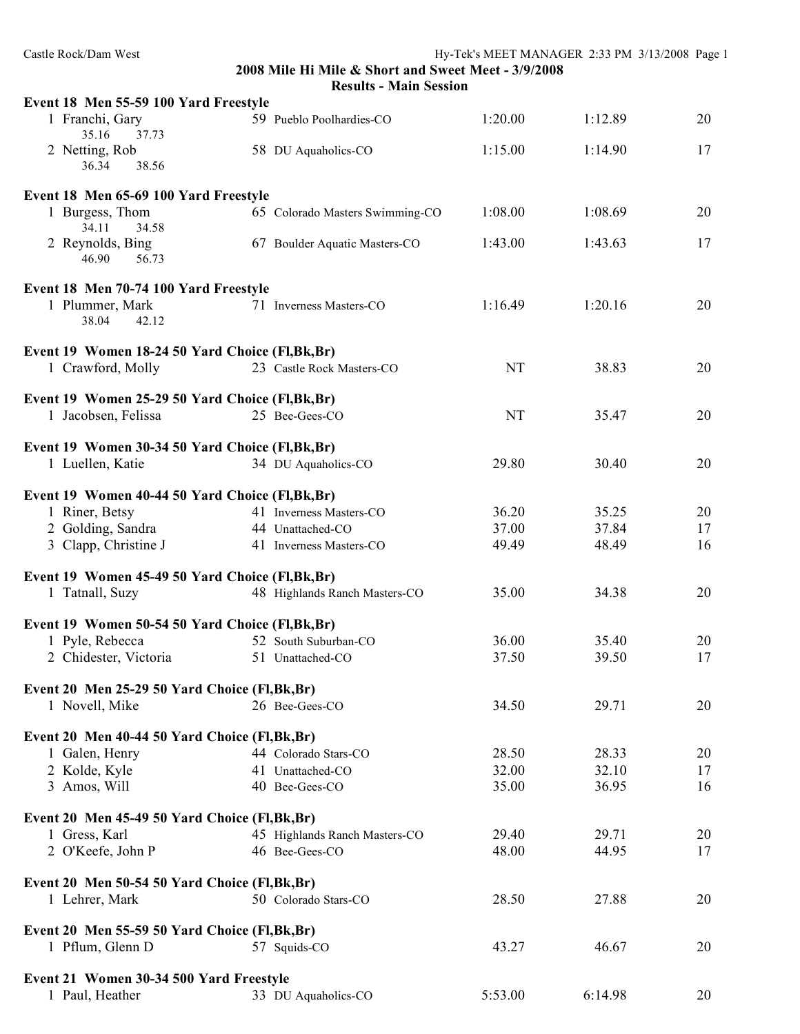## 2008 Mile Hi Mile & Short and Sweet Meet - 3/9/2008

### Results - Main Session

**Event 18 Men 55-59 100 Yard Freestyle**

| | | | | | |
|---|---|---|---|---|---|
| 1 Franchi, Gary | 59 Pueblo Poolhardies-CO | 1:20.00 | 1:12.89 | 20 |
| 35.16 37.73 | | | | |
| 2 Netting, Rob | 58 DU Aquaholics-CO | 1:15.00 | 1:14.90 | 17 |
| 36.34 38.56 | | | | |

**Event 18 Men 65-69 100 Yard Freestyle**

| | | | | |
|---|---|---|---|---|
| 1 Burgess, Thom | 65 Colorado Masters Swimming-CO | 1:08.00 | 1:08.69 | 20 |
| 34.11 34.58 | | | | |
| 2 Reynolds, Bing | 67 Boulder Aquatic Masters-CO | 1:43.00 | 1:43.63 | 17 |
| 46.90 56.73 | | | | |

**Event 18 Men 70-74 100 Yard Freestyle**

| | | | | |
|---|---|---|---|---|
| 1 Plummer, Mark | 71 Inverness Masters-CO | 1:16.49 | 1:20.16 | 20 |
| 38.04 42.12 | | | | |

**Event 19 Women 18-24 50 Yard Choice (Fl,Bk,Br)**

| | | | | |
|---|---|---|---|---|
| 1 Crawford, Molly | 23 Castle Rock Masters-CO | NT | 38.83 | 20 |

**Event 19 Women 25-29 50 Yard Choice (Fl,Bk,Br)**

| | | | | |
|---|---|---|---|---|
| 1 Jacobsen, Felissa | 25 Bee-Gees-CO | NT | 35.47 | 20 |

**Event 19 Women 30-34 50 Yard Choice (Fl,Bk,Br)**

| | | | | |
|---|---|---|---|---|
| 1 Luellen, Katie | 34 DU Aquaholics-CO | 29.80 | 30.40 | 20 |

**Event 19 Women 40-44 50 Yard Choice (Fl,Bk,Br)**

| | | | | |
|---|---|---|---|---|
| 1 Riner, Betsy | 41 Inverness Masters-CO | 36.20 | 35.25 | 20 |
| 2 Golding, Sandra | 44 Unattached-CO | 37.00 | 37.84 | 17 |
| 3 Clapp, Christine J | 41 Inverness Masters-CO | 49.49 | 48.49 | 16 |

**Event 19 Women 45-49 50 Yard Choice (Fl,Bk,Br)**

| | | | | |
|---|---|---|---|---|
| 1 Tatnall, Suzy | 48 Highlands Ranch Masters-CO | 35.00 | 34.38 | 20 |

**Event 19 Women 50-54 50 Yard Choice (Fl,Bk,Br)**

| | | | | |
|---|---|---|---|---|
| 1 Pyle, Rebecca | 52 South Suburban-CO | 36.00 | 35.40 | 20 |
| 2 Chidester, Victoria | 51 Unattached-CO | 37.50 | 39.50 | 17 |

**Event 20 Men 25-29 50 Yard Choice (Fl,Bk,Br)**

| | | | | |
|---|---|---|---|---|
| 1 Novell, Mike | 26 Bee-Gees-CO | 34.50 | 29.71 | 20 |

**Event 20 Men 40-44 50 Yard Choice (Fl,Bk,Br)**

| | | | | |
|---|---|---|---|---|
| 1 Galen, Henry | 44 Colorado Stars-CO | 28.50 | 28.33 | 20 |
| 2 Kolde, Kyle | 41 Unattached-CO | 32.00 | 32.10 | 17 |
| 3 Amos, Will | 40 Bee-Gees-CO | 35.00 | 36.95 | 16 |

**Event 20 Men 45-49 50 Yard Choice (Fl,Bk,Br)**

| | | | | |
|---|---|---|---|---|
| 1 Gress, Karl | 45 Highlands Ranch Masters-CO | 29.40 | 29.71 | 20 |
| 2 O'Keefe, John P | 46 Bee-Gees-CO | 48.00 | 44.95 | 17 |

**Event 20 Men 50-54 50 Yard Choice (Fl,Bk,Br)**

| | | | | |
|---|---|---|---|---|
| 1 Lehrer, Mark | 50 Colorado Stars-CO | 28.50 | 27.88 | 20 |

**Event 20 Men 55-59 50 Yard Choice (Fl,Bk,Br)**

| | | | | |
|---|---|---|---|---|
| 1 Pflum, Glenn D | 57 Squids-CO | 43.27 | 46.67 | 20 |

**Event 21 Women 30-34 500 Yard Freestyle**

| | | | | |
|---|---|---|---|---|
| 1 Paul, Heather | 33 DU Aquaholics-CO | 5:53.00 | 6:14.98 | 20 |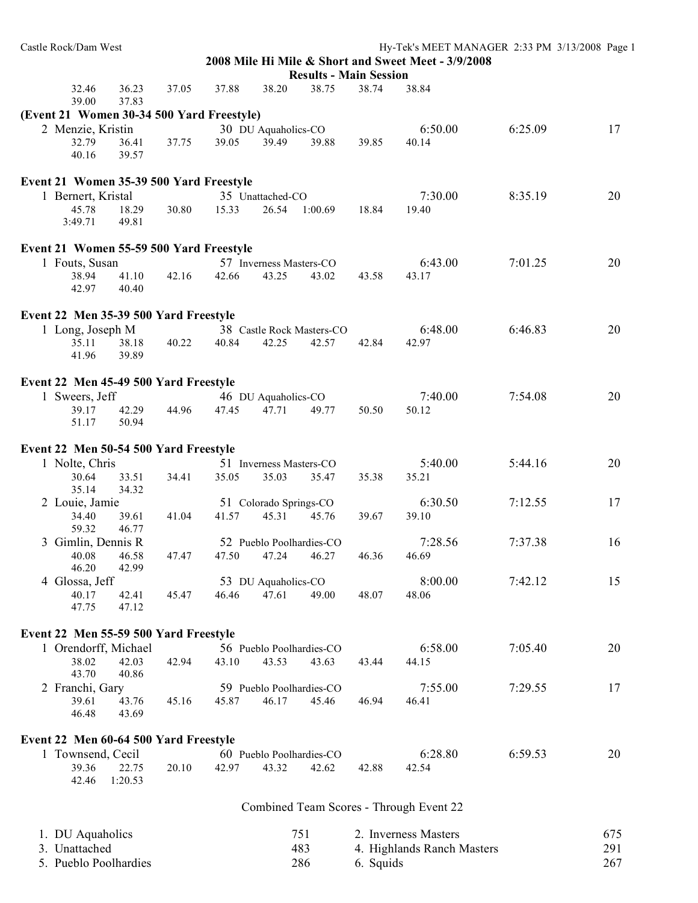## 2008 Mile Hi Mile & Short and Sweet Meet - 3/9/2008

### Results - Main Session

32.46 36.23 37.05 37.88 38.20 38.75 38.74 38.84
39.00 37.83

**(Event 21 Women 30-34 500 Yard Freestyle)**

| | | | | | |
|---|---|---|---|---|---|
| 2 | Menzie, Kristin | 30 DU Aquaholics-CO | 6:50.00 | 6:25.09 | 17 |

32.79 36.41 37.75 39.05 39.49 39.88 39.85 40.14
40.16 39.57

**Event 21 Women 35-39 500 Yard Freestyle**

| | | | | | |
|---|---|---|---|---|---|
| 1 | Bernert, Kristal | 35 Unattached-CO | 7:30.00 | 8:35.19 | 20 |

45.78 18.29 30.80 15.33 26.54 1:00.69 18.84 19.40
3:49.71 49.81

**Event 21 Women 55-59 500 Yard Freestyle**

| | | | | | |
|---|---|---|---|---|---|
| 1 | Fouts, Susan | 57 Inverness Masters-CO | 6:43.00 | 7:01.25 | 20 |

38.94 41.10 42.16 42.66 43.25 43.02 43.58 43.17
42.97 40.40

**Event 22 Men 35-39 500 Yard Freestyle**

| | | | | | |
|---|---|---|---|---|---|
| 1 | Long, Joseph M | 38 Castle Rock Masters-CO | 6:48.00 | 6:46.83 | 20 |

35.11 38.18 40.22 40.84 42.25 42.57 42.84 42.97
41.96 39.89

**Event 22 Men 45-49 500 Yard Freestyle**

| | | | | | |
|---|---|---|---|---|---|
| 1 | Sweers, Jeff | 46 DU Aquaholics-CO | 7:40.00 | 7:54.08 | 20 |

39.17 42.29 44.96 47.45 47.71 49.77 50.50 50.12
51.17 50.94

**Event 22 Men 50-54 500 Yard Freestyle**

| | | | | | |
|---|---|---|---|---|---|
| 1 | Nolte, Chris | 51 Inverness Masters-CO | 5:40.00 | 5:44.16 | 20 |

30.64 33.51 34.41 35.05 35.03 35.47 35.38 35.21
35.14 34.32

| | | | | | |
|---|---|---|---|---|---|
| 2 | Louie, Jamie | 51 Colorado Springs-CO | 6:30.50 | 7:12.55 | 17 |

34.40 39.61 41.04 41.57 45.31 45.76 39.67 39.10
59.32 46.77

| | | | | | |
|---|---|---|---|---|---|
| 3 | Gimlin, Dennis R | 52 Pueblo Poolhardies-CO | 7:28.56 | 7:37.38 | 16 |

40.08 46.58 47.47 47.50 47.24 46.27 46.36 46.69
46.20 42.99

| | | | | | |
|---|---|---|---|---|---|
| 4 | Glossa, Jeff | 53 DU Aquaholics-CO | 8:00.00 | 7:42.12 | 15 |

40.17 42.41 45.47 46.46 47.61 49.00 48.07 48.06
47.75 47.12

**Event 22 Men 55-59 500 Yard Freestyle**

| | | | | | |
|---|---|---|---|---|---|
| 1 | Orendorff, Michael | 56 Pueblo Poolhardies-CO | 6:58.00 | 7:05.40 | 20 |

38.02 42.03 42.94 43.10 43.53 43.63 43.44 44.15
43.70 40.86

| | | | | | |
|---|---|---|---|---|---|
| 2 | Franchi, Gary | 59 Pueblo Poolhardies-CO | 7:55.00 | 7:29.55 | 17 |

39.61 43.76 45.16 45.87 46.17 45.46 46.94 46.41
46.48 43.69

**Event 22 Men 60-64 500 Yard Freestyle**

| | | | | | |
|---|---|---|---|---|---|
| 1 | Townsend, Cecil | 60 Pueblo Poolhardies-CO | 6:28.80 | 6:59.53 | 20 |

39.36 22.75 20.10 42.97 43.32 42.62 42.88 42.54
42.46 1:20.53

### Combined Team Scores - Through Event 22

| | | | |
|---|---|---|---|
| 1. DU Aquaholics | 751 | 2. Inverness Masters | 675 |
| 3. Unattached | 483 | 4. Highlands Ranch Masters | 291 |
| 5. Pueblo Poolhardies | 286 | 6. Squids | 267 |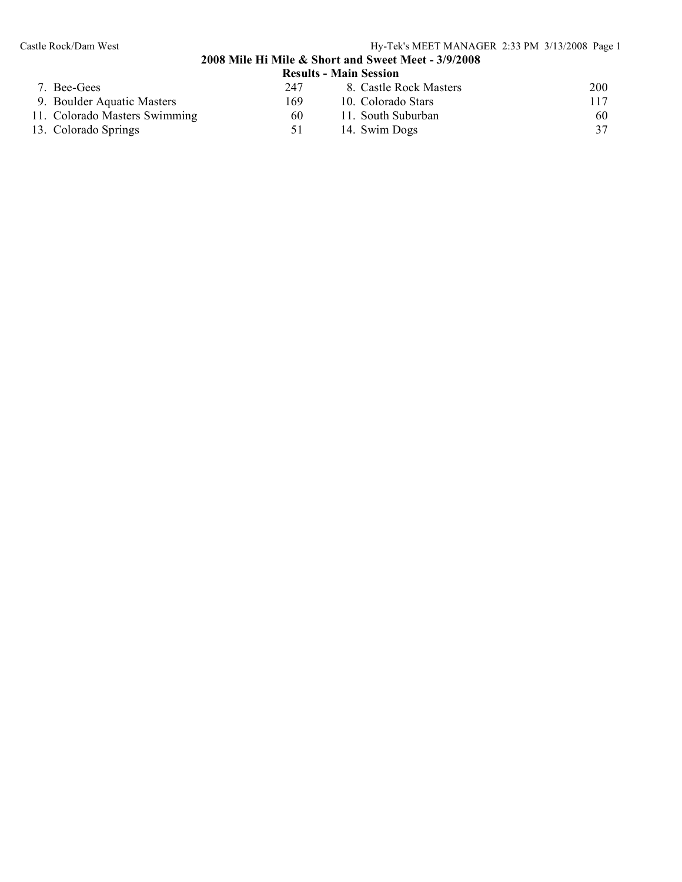## 2008 Mile Hi Mile & Short and Sweet Meet - 3/9/2008

### Results - Main Session

| | | | |
|---|---|---|---|
| 7. Bee-Gees | 247 | 8. Castle Rock Masters | 200 |
| 9. Boulder Aquatic Masters | 169 | 10. Colorado Stars | 117 |
| 11. Colorado Masters Swimming | 60 | 11. South Suburban | 60 |
| 13. Colorado Springs | 51 | 14. Swim Dogs | 37 |